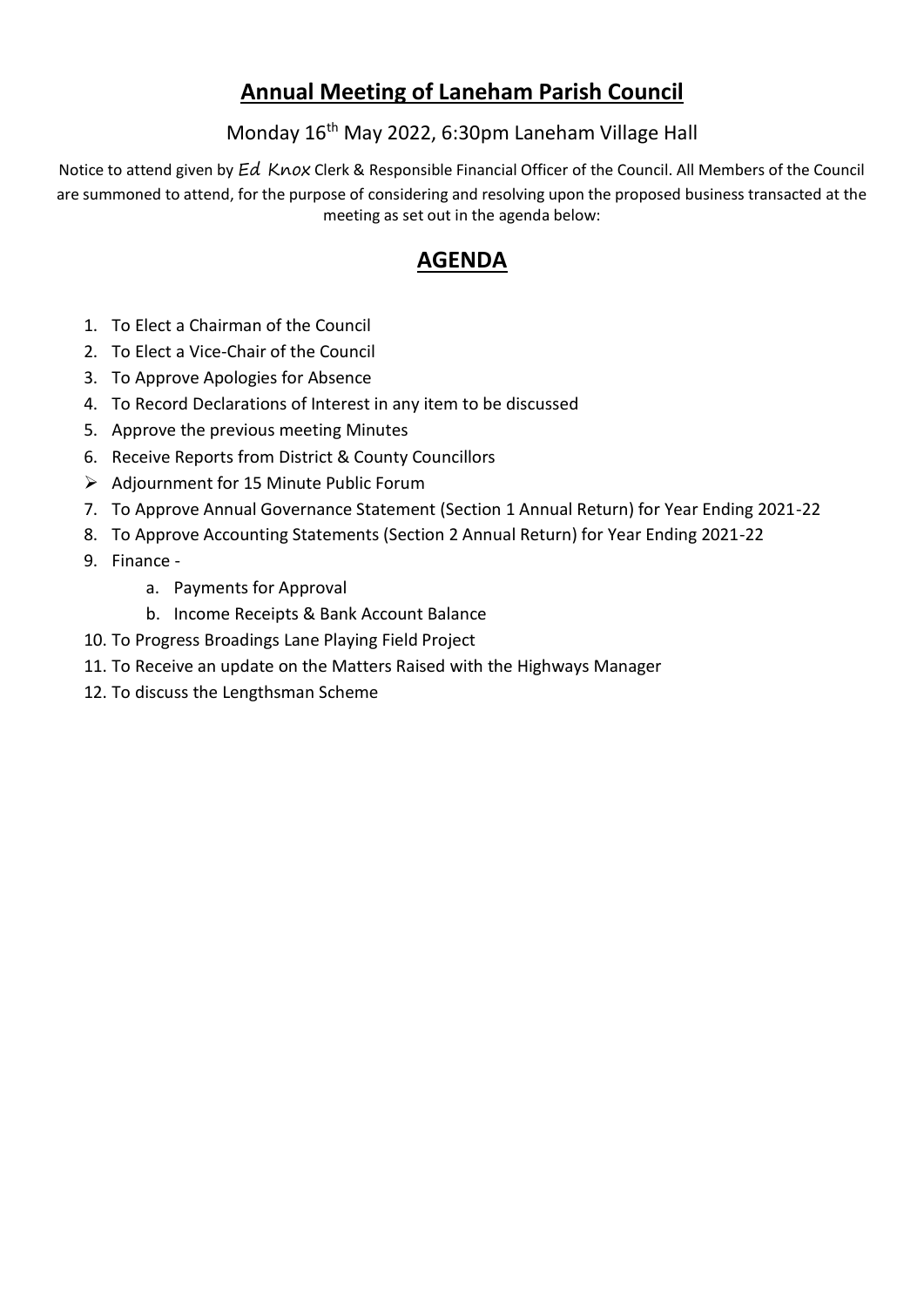# **Annual Meeting of Laneham Parish Council**

Monday 16th May 2022, 6:30pm Laneham Village Hall

Notice to attend given by *Ed Knox* Clerk & Responsible Financial Officer of the Council. All Members of the Council are summoned to attend, for the purpose of considering and resolving upon the proposed business transacted at the meeting as set out in the agenda below:

## **AGENDA**

1. To Elect a Chairman of the Council
2. To Elect a Vice-Chair of the Council
3. To Approve Apologies for Absence
4. To Record Declarations of Interest in any item to be discussed
5. Approve the previous meeting Minutes
6. Receive Reports from District & County Councillors

- Adjournment for 15 Minute Public Forum

7. To Approve Annual Governance Statement (Section 1 Annual Return) for Year Ending 2021-22
8. To Approve Accounting Statements (Section 2 Annual Return) for Year Ending 2021-22
9. Finance -
   a. Payments for Approval
   b. Income Receipts & Bank Account Balance
10. To Progress Broadings Lane Playing Field Project
11. To Receive an update on the Matters Raised with the Highways Manager
12. To discuss the Lengthsman Scheme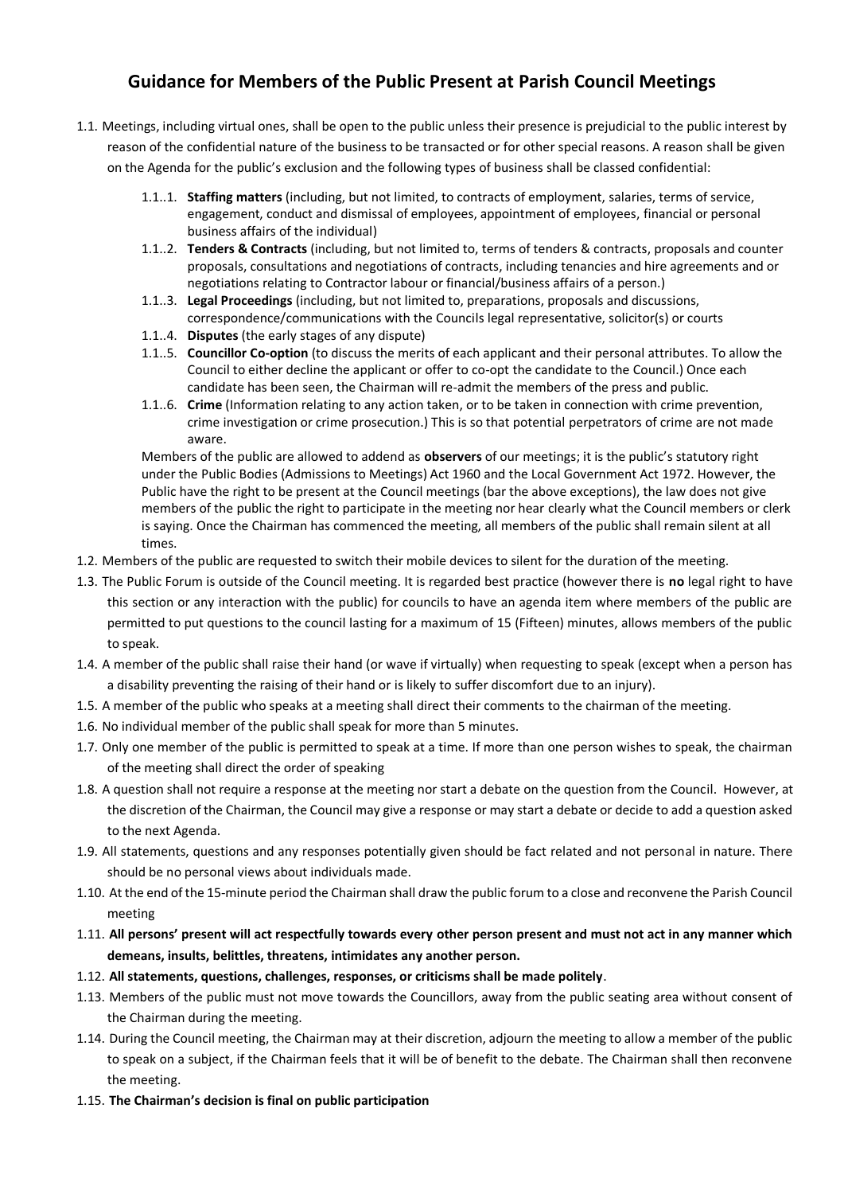# Guidance for Members of the Public Present at Parish Council Meetings

1.1. Meetings, including virtual ones, shall be open to the public unless their presence is prejudicial to the public interest by reason of the confidential nature of the business to be transacted or for other special reasons. A reason shall be given on the Agenda for the public's exclusion and the following types of business shall be classed confidential:

   1.1..1. **Staffing matters** (including, but not limited, to contracts of employment, salaries, terms of service, engagement, conduct and dismissal of employees, appointment of employees, financial or personal business affairs of the individual)

   1.1..2. **Tenders & Contracts** (including, but not limited to, terms of tenders & contracts, proposals and counter proposals, consultations and negotiations of contracts, including tenancies and hire agreements and or negotiations relating to Contractor labour or financial/business affairs of a person.)

   1.1..3. **Legal Proceedings** (including, but not limited to, preparations, proposals and discussions, correspondence/communications with the Councils legal representative, solicitor(s) or courts

   1.1..4. **Disputes** (the early stages of any dispute)

   1.1..5. **Councillor Co-option** (to discuss the merits of each applicant and their personal attributes. To allow the Council to either decline the applicant or offer to co-opt the candidate to the Council.) Once each candidate has been seen, the Chairman will re-admit the members of the press and public.

   1.1..6. **Crime** (Information relating to any action taken, or to be taken in connection with crime prevention, crime investigation or crime prosecution.) This is so that potential perpetrators of crime are not made aware.

   Members of the public are allowed to addend as **observers** of our meetings; it is the public's statutory right under the Public Bodies (Admissions to Meetings) Act 1960 and the Local Government Act 1972. However, the Public have the right to be present at the Council meetings (bar the above exceptions), the law does not give members of the public the right to participate in the meeting nor hear clearly what the Council members or clerk is saying. Once the Chairman has commenced the meeting, all members of the public shall remain silent at all times.

1.2. Members of the public are requested to switch their mobile devices to silent for the duration of the meeting.

1.3. The Public Forum is outside of the Council meeting. It is regarded best practice (however there is **no** legal right to have this section or any interaction with the public) for councils to have an agenda item where members of the public are permitted to put questions to the council lasting for a maximum of 15 (Fifteen) minutes, allows members of the public to speak.

1.4. A member of the public shall raise their hand (or wave if virtually) when requesting to speak (except when a person has a disability preventing the raising of their hand or is likely to suffer discomfort due to an injury).

1.5. A member of the public who speaks at a meeting shall direct their comments to the chairman of the meeting.

1.6. No individual member of the public shall speak for more than 5 minutes.

1.7. Only one member of the public is permitted to speak at a time. If more than one person wishes to speak, the chairman of the meeting shall direct the order of speaking

1.8. A question shall not require a response at the meeting nor start a debate on the question from the Council. However, at the discretion of the Chairman, the Council may give a response or may start a debate or decide to add a question asked to the next Agenda.

1.9. All statements, questions and any responses potentially given should be fact related and not personal in nature. There should be no personal views about individuals made.

1.10. At the end of the 15-minute period the Chairman shall draw the public forum to a close and reconvene the Parish Council meeting

1.11. **All persons' present will act respectfully towards every other person present and must not act in any manner which demeans, insults, belittles, threatens, intimidates any another person.**

1.12. **All statements, questions, challenges, responses, or criticisms shall be made politely**.

1.13. Members of the public must not move towards the Councillors, away from the public seating area without consent of the Chairman during the meeting.

1.14. During the Council meeting, the Chairman may at their discretion, adjourn the meeting to allow a member of the public to speak on a subject, if the Chairman feels that it will be of benefit to the debate. The Chairman shall then reconvene the meeting.

1.15. **The Chairman's decision is final on public participation**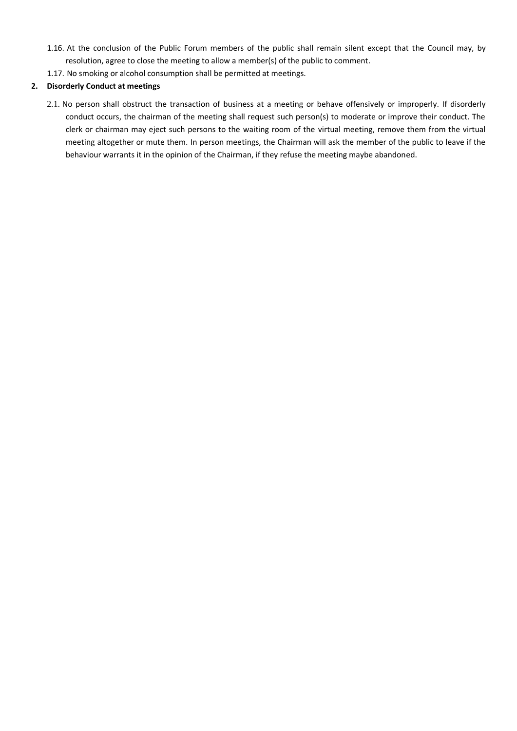1.16. At the conclusion of the Public Forum members of the public shall remain silent except that the Council may, by resolution, agree to close the meeting to allow a member(s) of the public to comment.

1.17. No smoking or alcohol consumption shall be permitted at meetings.

**2. Disorderly Conduct at meetings**

2.1. No person shall obstruct the transaction of business at a meeting or behave offensively or improperly. If disorderly conduct occurs, the chairman of the meeting shall request such person(s) to moderate or improve their conduct. The clerk or chairman may eject such persons to the waiting room of the virtual meeting, remove them from the virtual meeting altogether or mute them. In person meetings, the Chairman will ask the member of the public to leave if the behaviour warrants it in the opinion of the Chairman, if they refuse the meeting maybe abandoned.